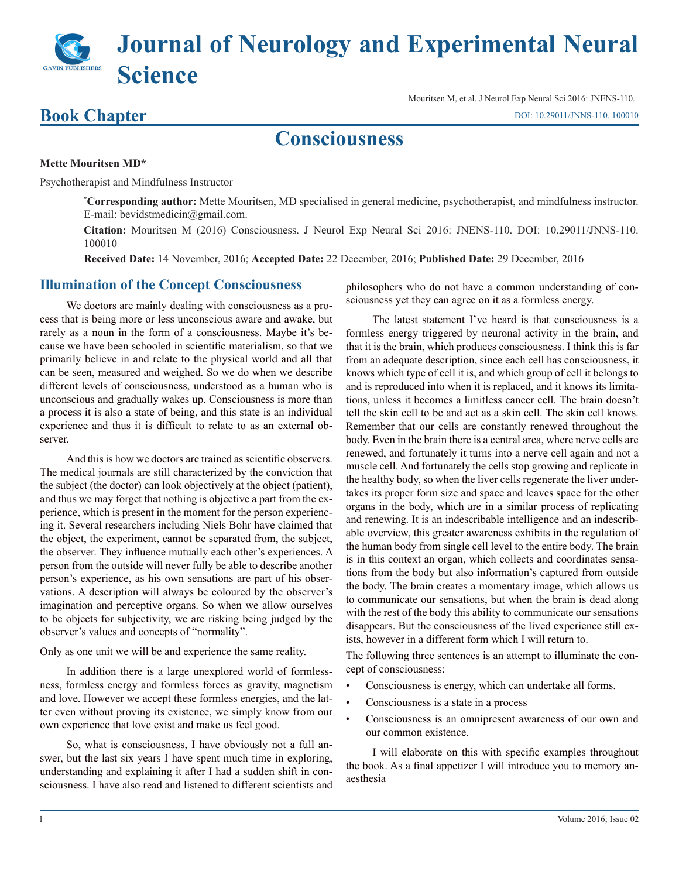# Journal of Neurology and Experimental Neural Science

Mouritsen M, et al. J Neurol Exp Neural Sci 2016: JNENS-110.

## Book Chapter

DOI: 10.29011/JNNS-110. 100010

# Consciousness

**Mette Mouritsen MD***

Psychotherapist and Mindfulness Instructor

***Corresponding author:** Mette Mouritsen, MD specialised in general medicine, psychotherapist, and mindfulness instructor. E-mail: bevidstmedicin@gmail.com.

**Citation:** Mouritsen M (2016) Consciousness. J Neurol Exp Neural Sci 2016: JNENS-110. DOI: 10.29011/JNNS-110. 100010

**Received Date:** 14 November, 2016; **Accepted Date:** 22 December, 2016; **Published Date:** 29 December, 2016

## Illumination of the Concept Consciousness

We doctors are mainly dealing with consciousness as a process that is being more or less unconscious aware and awake, but rarely as a noun in the form of a consciousness. Maybe it's because we have been schooled in scientific materialism, so that we primarily believe in and relate to the physical world and all that can be seen, measured and weighed. So we do when we describe different levels of consciousness, understood as a human who is unconscious and gradually wakes up. Consciousness is more than a process it is also a state of being, and this state is an individual experience and thus it is difficult to relate to as an external observer.

And this is how we doctors are trained as scientific observers. The medical journals are still characterized by the conviction that the subject (the doctor) can look objectively at the object (patient), and thus we may forget that nothing is objective a part from the experience, which is present in the moment for the person experiencing it. Several researchers including Niels Bohr have claimed that the object, the experiment, cannot be separated from, the subject, the observer. They influence mutually each other's experiences. A person from the outside will never fully be able to describe another person's experience, as his own sensations are part of his observations. A description will always be coloured by the observer's imagination and perceptive organs. So when we allow ourselves to be objects for subjectivity, we are risking being judged by the observer's values and concepts of "normality".

Only as one unit we will be and experience the same reality.

In addition there is a large unexplored world of formlessness, formless energy and formless forces as gravity, magnetism and love. However we accept these formless energies, and the latter even without proving its existence, we simply know from our own experience that love exist and make us feel good.

So, what is consciousness, I have obviously not a full answer, but the last six years I have spent much time in exploring, understanding and explaining it after I had a sudden shift in consciousness. I have also read and listened to different scientists and philosophers who do not have a common understanding of consciousness yet they can agree on it as a formless energy.

The latest statement I've heard is that consciousness is a formless energy triggered by neuronal activity in the brain, and that it is the brain, which produces consciousness. I think this is far from an adequate description, since each cell has consciousness, it knows which type of cell it is, and which group of cell it belongs to and is reproduced into when it is replaced, and it knows its limitations, unless it becomes a limitless cancer cell. The brain doesn't tell the skin cell to be and act as a skin cell. The skin cell knows. Remember that our cells are constantly renewed throughout the body. Even in the brain there is a central area, where nerve cells are renewed, and fortunately it turns into a nerve cell again and not a muscle cell. And fortunately the cells stop growing and replicate in the healthy body, so when the liver cells regenerate the liver undertakes its proper form size and space and leaves space for the other organs in the body, which are in a similar process of replicating and renewing. It is an indescribable intelligence and an indescribable overview, this greater awareness exhibits in the regulation of the human body from single cell level to the entire body. The brain is in this context an organ, which collects and coordinates sensations from the body but also information's captured from outside the body. The brain creates a momentary image, which allows us to communicate our sensations, but when the brain is dead along with the rest of the body this ability to communicate our sensations disappears. But the consciousness of the lived experience still exists, however in a different form which I will return to.

The following three sentences is an attempt to illuminate the concept of consciousness:

- Consciousness is energy, which can undertake all forms.
- Consciousness is a state in a process
- Consciousness is an omnipresent awareness of our own and our common existence.

I will elaborate on this with specific examples throughout the book. As a final appetizer I will introduce you to memory anaesthesia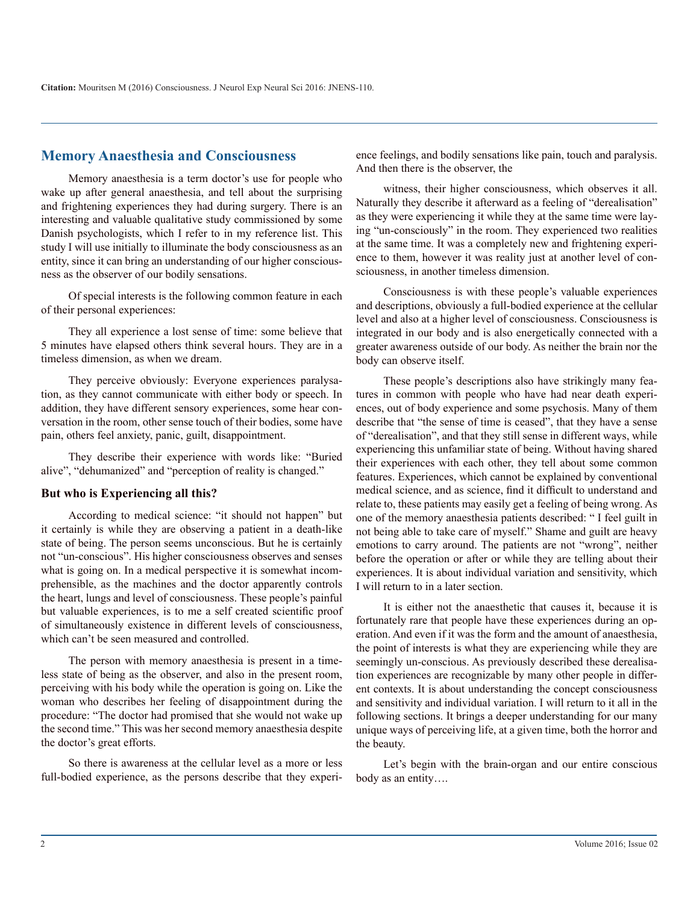## Memory Anaesthesia and Consciousness

Memory anaesthesia is a term doctor's use for people who wake up after general anaesthesia, and tell about the surprising and frightening experiences they had during surgery. There is an interesting and valuable qualitative study commissioned by some Danish psychologists, which I refer to in my reference list. This study I will use initially to illuminate the body consciousness as an entity, since it can bring an understanding of our higher consciousness as the observer of our bodily sensations.

Of special interests is the following common feature in each of their personal experiences:

They all experience a lost sense of time: some believe that 5 minutes have elapsed others think several hours. They are in a timeless dimension, as when we dream.

They perceive obviously: Everyone experiences paralysation, as they cannot communicate with either body or speech. In addition, they have different sensory experiences, some hear conversation in the room, other sense touch of their bodies, some have pain, others feel anxiety, panic, guilt, disappointment.

They describe their experience with words like: "Buried alive", "dehumanized" and "perception of reality is changed."

### But who is Experiencing all this?

According to medical science: "it should not happen" but it certainly is while they are observing a patient in a death-like state of being. The person seems unconscious. But he is certainly not "un-conscious". His higher consciousness observes and senses what is going on. In a medical perspective it is somewhat incomprehensible, as the machines and the doctor apparently controls the heart, lungs and level of consciousness. These people's painful but valuable experiences, is to me a self created scientific proof of simultaneously existence in different levels of consciousness, which can't be seen measured and controlled.

The person with memory anaesthesia is present in a timeless state of being as the observer, and also in the present room, perceiving with his body while the operation is going on. Like the woman who describes her feeling of disappointment during the procedure: "The doctor had promised that she would not wake up the second time." This was her second memory anaesthesia despite the doctor's great efforts.

So there is awareness at the cellular level as a more or less full-bodied experience, as the persons describe that they experience feelings, and bodily sensations like pain, touch and paralysis. And then there is the observer, the

witness, their higher consciousness, which observes it all. Naturally they describe it afterward as a feeling of "derealisation" as they were experiencing it while they at the same time were laying "un-consciously" in the room. They experienced two realities at the same time. It was a completely new and frightening experience to them, however it was reality just at another level of consciousness, in another timeless dimension.

Consciousness is with these people's valuable experiences and descriptions, obviously a full-bodied experience at the cellular level and also at a higher level of consciousness. Consciousness is integrated in our body and is also energetically connected with a greater awareness outside of our body. As neither the brain nor the body can observe itself.

These people's descriptions also have strikingly many features in common with people who have had near death experiences, out of body experience and some psychosis. Many of them describe that "the sense of time is ceased", that they have a sense of "derealisation", and that they still sense in different ways, while experiencing this unfamiliar state of being. Without having shared their experiences with each other, they tell about some common features. Experiences, which cannot be explained by conventional medical science, and as science, find it difficult to understand and relate to, these patients may easily get a feeling of being wrong. As one of the memory anaesthesia patients described: " I feel guilt in not being able to take care of myself." Shame and guilt are heavy emotions to carry around. The patients are not "wrong", neither before the operation or after or while they are telling about their experiences. It is about individual variation and sensitivity, which I will return to in a later section.

It is either not the anaesthetic that causes it, because it is fortunately rare that people have these experiences during an operation. And even if it was the form and the amount of anaesthesia, the point of interests is what they are experiencing while they are seemingly un-conscious. As previously described these derealisation experiences are recognizable by many other people in different contexts. It is about understanding the concept consciousness and sensitivity and individual variation. I will return to it all in the following sections. It brings a deeper understanding for our many unique ways of perceiving life, at a given time, both the horror and the beauty.

Let's begin with the brain-organ and our entire conscious body as an entity….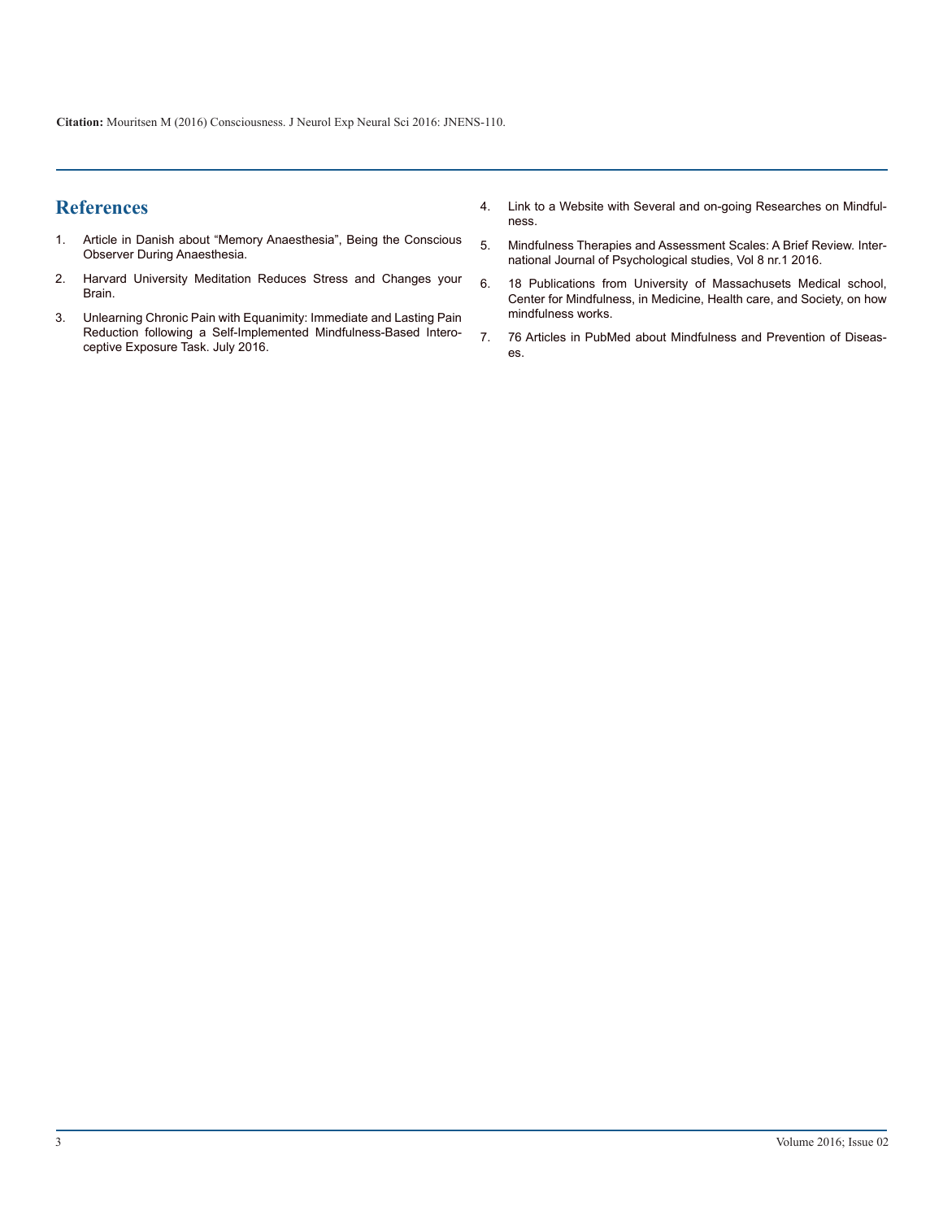## References

1. Article in Danish about "Memory Anaesthesia", Being the Conscious Observer During Anaesthesia.
2. Harvard University Meditation Reduces Stress and Changes your Brain.
3. Unlearning Chronic Pain with Equanimity: Immediate and Lasting Pain Reduction following a Self-Implemented Mindfulness-Based Interoceptive Exposure Task. July 2016.
4. Link to a Website with Several and on-going Researches on Mindfulness.
5. Mindfulness Therapies and Assessment Scales: A Brief Review. International Journal of Psychological studies, Vol 8 nr.1 2016.
6. 18 Publications from University of Massachusets Medical school, Center for Mindfulness, in Medicine, Health care, and Society, on how mindfulness works.
7. 76 Articles in PubMed about Mindfulness and Prevention of Diseases.